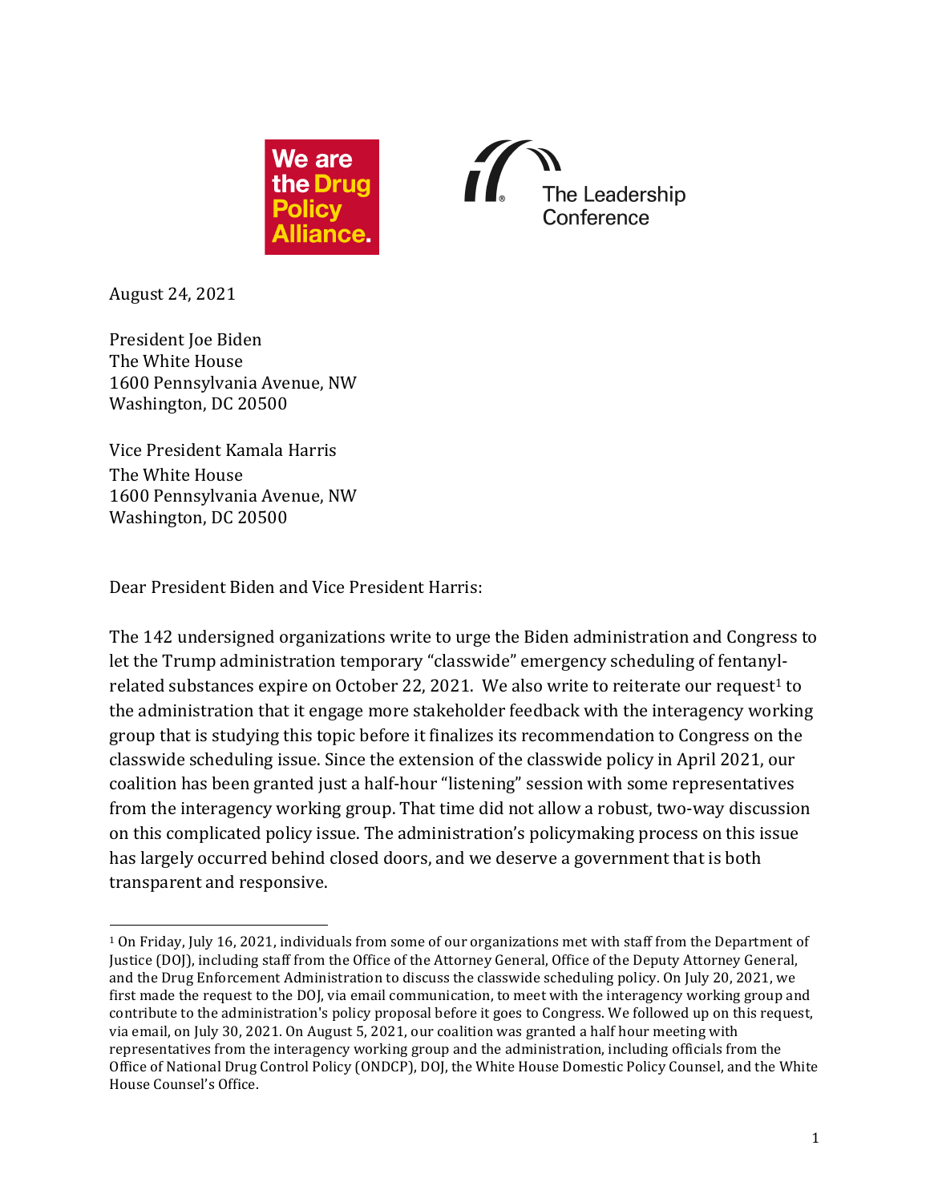We are the Drug Policy Alliance.

The Leadership Conference

August 24, 2021

President Joe Biden
The White House
1600 Pennsylvania Avenue, NW
Washington, DC 20500

Vice President Kamala Harris
The White House
1600 Pennsylvania Avenue, NW
Washington, DC 20500

Dear President Biden and Vice President Harris:

The 142 undersigned organizations write to urge the Biden administration and Congress to let the Trump administration temporary "classwide" emergency scheduling of fentanyl-related substances expire on October 22, 2021. We also write to reiterate our request[1] to the administration that it engage more stakeholder feedback with the interagency working group that is studying this topic before it finalizes its recommendation to Congress on the classwide scheduling issue. Since the extension of the classwide policy in April 2021, our coalition has been granted just a half-hour "listening" session with some representatives from the interagency working group. That time did not allow a robust, two-way discussion on this complicated policy issue. The administration's policymaking process on this issue has largely occurred behind closed doors, and we deserve a government that is both transparent and responsive.

[1] On Friday, July 16, 2021, individuals from some of our organizations met with staff from the Department of Justice (DOJ), including staff from the Office of the Attorney General, Office of the Deputy Attorney General, and the Drug Enforcement Administration to discuss the classwide scheduling policy. On July 20, 2021, we first made the request to the DOJ, via email communication, to meet with the interagency working group and contribute to the administration's policy proposal before it goes to Congress. We followed up on this request, via email, on July 30, 2021. On August 5, 2021, our coalition was granted a half hour meeting with representatives from the interagency working group and the administration, including officials from the Office of National Drug Control Policy (ONDCP), DOJ, the White House Domestic Policy Counsel, and the White House Counsel's Office.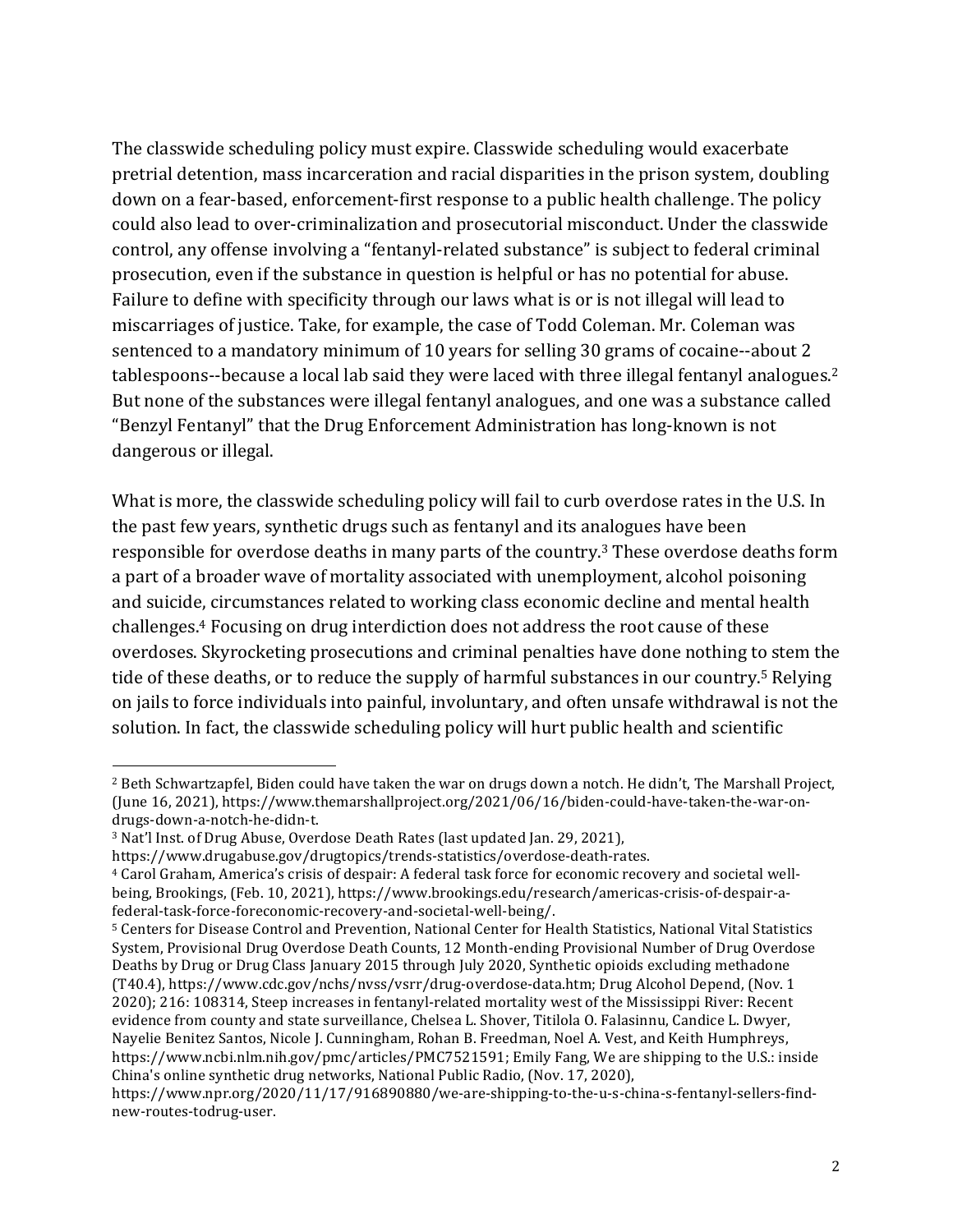The classwide scheduling policy must expire. Classwide scheduling would exacerbate pretrial detention, mass incarceration and racial disparities in the prison system, doubling down on a fear-based, enforcement-first response to a public health challenge. The policy could also lead to over-criminalization and prosecutorial misconduct. Under the classwide control, any offense involving a "fentanyl-related substance" is subject to federal criminal prosecution, even if the substance in question is helpful or has no potential for abuse. Failure to define with specificity through our laws what is or is not illegal will lead to miscarriages of justice. Take, for example, the case of Todd Coleman. Mr. Coleman was sentenced to a mandatory minimum of 10 years for selling 30 grams of cocaine--about 2 tablespoons--because a local lab said they were laced with three illegal fentanyl analogues.[2] But none of the substances were illegal fentanyl analogues, and one was a substance called "Benzyl Fentanyl" that the Drug Enforcement Administration has long-known is not dangerous or illegal.

What is more, the classwide scheduling policy will fail to curb overdose rates in the U.S. In the past few years, synthetic drugs such as fentanyl and its analogues have been responsible for overdose deaths in many parts of the country.[3] These overdose deaths form a part of a broader wave of mortality associated with unemployment, alcohol poisoning and suicide, circumstances related to working class economic decline and mental health challenges.[4] Focusing on drug interdiction does not address the root cause of these overdoses. Skyrocketing prosecutions and criminal penalties have done nothing to stem the tide of these deaths, or to reduce the supply of harmful substances in our country.[5] Relying on jails to force individuals into painful, involuntary, and often unsafe withdrawal is not the solution. In fact, the classwide scheduling policy will hurt public health and scientific

---

[2] Beth Schwartzapfel, Biden could have taken the war on drugs down a notch. He didn't, The Marshall Project, (June 16, 2021), https://www.themarshallproject.org/2021/06/16/biden-could-have-taken-the-war-on-drugs-down-a-notch-he-didn-t.

[3] Nat'l Inst. of Drug Abuse, Overdose Death Rates (last updated Jan. 29, 2021), https://www.drugabuse.gov/drugtopics/trends-statistics/overdose-death-rates.

[4] Carol Graham, America's crisis of despair: A federal task force for economic recovery and societal well-being, Brookings, (Feb. 10, 2021), https://www.brookings.edu/research/americas-crisis-of-despair-a-federal-task-force-foreconomic-recovery-and-societal-well-being/.

[5] Centers for Disease Control and Prevention, National Center for Health Statistics, National Vital Statistics System, Provisional Drug Overdose Death Counts, 12 Month-ending Provisional Number of Drug Overdose Deaths by Drug or Drug Class January 2015 through July 2020, Synthetic opioids excluding methadone (T40.4), https://www.cdc.gov/nchs/nvss/vsrr/drug-overdose-data.htm; Drug Alcohol Depend, (Nov. 1 2020); 216: 108314, Steep increases in fentanyl-related mortality west of the Mississippi River: Recent evidence from county and state surveillance, Chelsea L. Shover, Titilola O. Falasinnu, Candice L. Dwyer, Nayelie Benitez Santos, Nicole J. Cunningham, Rohan B. Freedman, Noel A. Vest, and Keith Humphreys, https://www.ncbi.nlm.nih.gov/pmc/articles/PMC7521591; Emily Fang, We are shipping to the U.S.: inside China's online synthetic drug networks, National Public Radio, (Nov. 17, 2020), https://www.npr.org/2020/11/17/916890880/we-are-shipping-to-the-u-s-china-s-fentanyl-sellers-find-new-routes-todrug-user.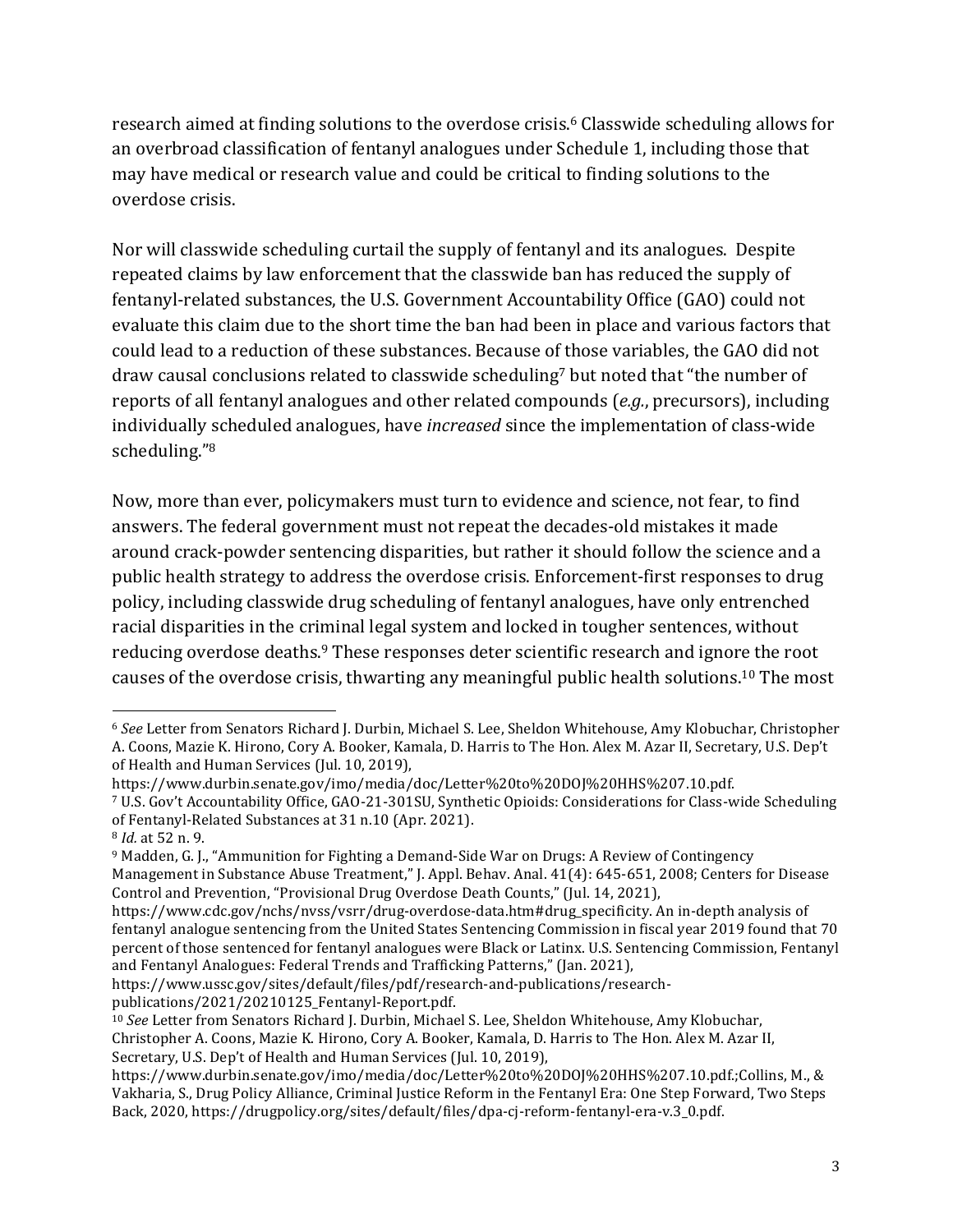research aimed at finding solutions to the overdose crisis.[6] Classwide scheduling allows for an overbroad classification of fentanyl analogues under Schedule 1, including those that may have medical or research value and could be critical to finding solutions to the overdose crisis.

Nor will classwide scheduling curtail the supply of fentanyl and its analogues. Despite repeated claims by law enforcement that the classwide ban has reduced the supply of fentanyl-related substances, the U.S. Government Accountability Office (GAO) could not evaluate this claim due to the short time the ban had been in place and various factors that could lead to a reduction of these substances. Because of those variables, the GAO did not draw causal conclusions related to classwide scheduling[7] but noted that "the number of reports of all fentanyl analogues and other related compounds (*e.g.*, precursors), including individually scheduled analogues, have *increased* since the implementation of class-wide scheduling."[8]

Now, more than ever, policymakers must turn to evidence and science, not fear, to find answers. The federal government must not repeat the decades-old mistakes it made around crack-powder sentencing disparities, but rather it should follow the science and a public health strategy to address the overdose crisis. Enforcement-first responses to drug policy, including classwide drug scheduling of fentanyl analogues, have only entrenched racial disparities in the criminal legal system and locked in tougher sentences, without reducing overdose deaths.[9] These responses deter scientific research and ignore the root causes of the overdose crisis, thwarting any meaningful public health solutions.[10] The most

---

[6] *See* Letter from Senators Richard J. Durbin, Michael S. Lee, Sheldon Whitehouse, Amy Klobuchar, Christopher A. Coons, Mazie K. Hirono, Cory A. Booker, Kamala, D. Harris to The Hon. Alex M. Azar II, Secretary, U.S. Dep't of Health and Human Services (Jul. 10, 2019), https://www.durbin.senate.gov/imo/media/doc/Letter%20to%20DOJ%20HHS%207.10.pdf.

[7] U.S. Gov't Accountability Office, GAO-21-301SU, Synthetic Opioids: Considerations for Class-wide Scheduling of Fentanyl-Related Substances at 31 n.10 (Apr. 2021).

[8] *Id.* at 52 n. 9.

[9] Madden, G. J., "Ammunition for Fighting a Demand-Side War on Drugs: A Review of Contingency Management in Substance Abuse Treatment," J. Appl. Behav. Anal. 41(4): 645-651, 2008; Centers for Disease Control and Prevention, "Provisional Drug Overdose Death Counts," (Jul. 14, 2021), https://www.cdc.gov/nchs/nvss/vsrr/drug-overdose-data.htm#drug_specificity. An in-depth analysis of fentanyl analogue sentencing from the United States Sentencing Commission in fiscal year 2019 found that 70 percent of those sentenced for fentanyl analogues were Black or Latinx. U.S. Sentencing Commission, Fentanyl and Fentanyl Analogues: Federal Trends and Trafficking Patterns," (Jan. 2021), https://www.ussc.gov/sites/default/files/pdf/research-and-publications/research-publications/2021/20210125_Fentanyl-Report.pdf.

[10] *See* Letter from Senators Richard J. Durbin, Michael S. Lee, Sheldon Whitehouse, Amy Klobuchar, Christopher A. Coons, Mazie K. Hirono, Cory A. Booker, Kamala, D. Harris to The Hon. Alex M. Azar II, Secretary, U.S. Dep't of Health and Human Services (Jul. 10, 2019), https://www.durbin.senate.gov/imo/media/doc/Letter%20to%20DOJ%20HHS%207.10.pdf.;Collins, M., & Vakharia, S., Drug Policy Alliance, Criminal Justice Reform in the Fentanyl Era: One Step Forward, Two Steps Back, 2020, https://drugpolicy.org/sites/default/files/dpa-cj-reform-fentanyl-era-v.3_0.pdf.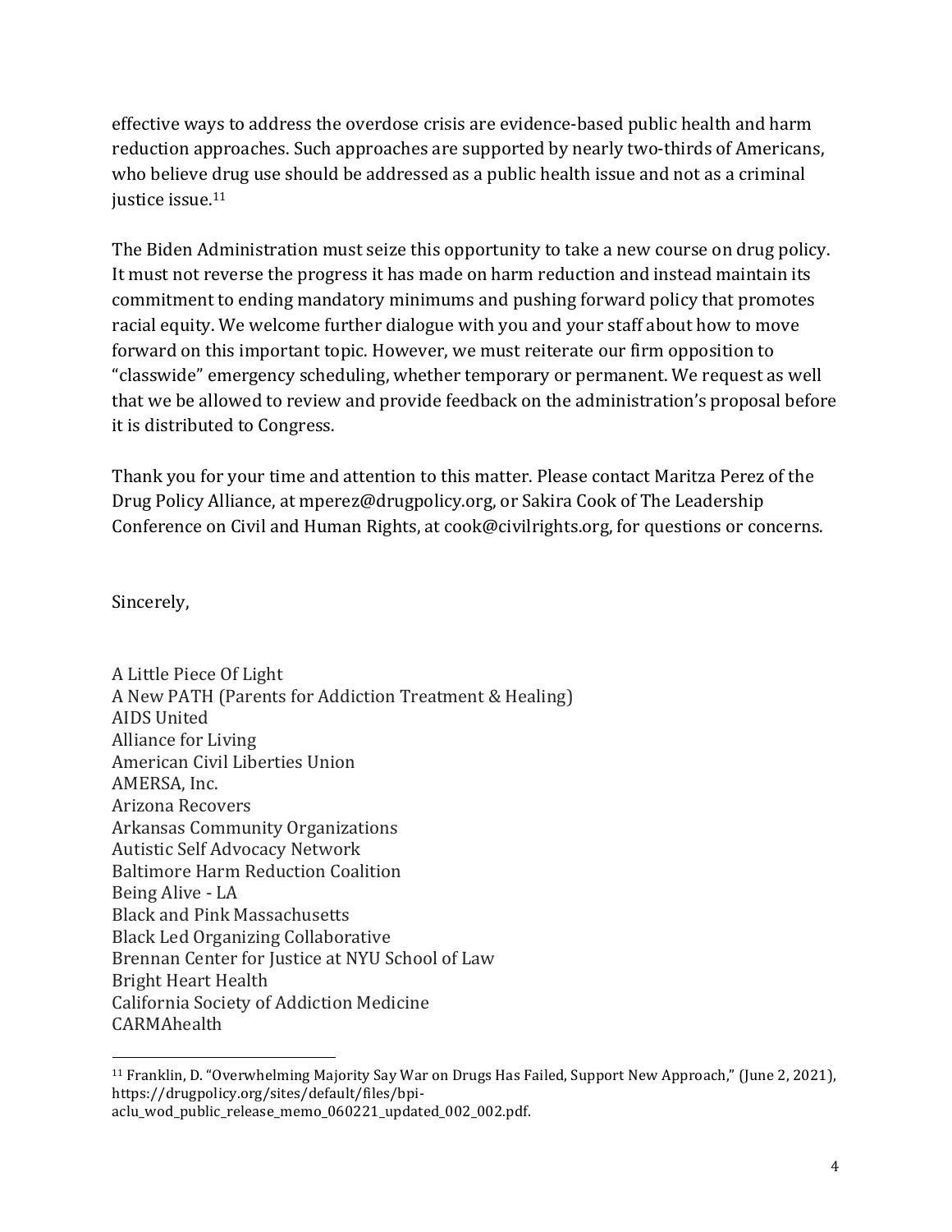effective ways to address the overdose crisis are evidence-based public health and harm reduction approaches. Such approaches are supported by nearly two-thirds of Americans, who believe drug use should be addressed as a public health issue and not as a criminal justice issue.[11]

The Biden Administration must seize this opportunity to take a new course on drug policy. It must not reverse the progress it has made on harm reduction and instead maintain its commitment to ending mandatory minimums and pushing forward policy that promotes racial equity. We welcome further dialogue with you and your staff about how to move forward on this important topic. However, we must reiterate our firm opposition to "classwide" emergency scheduling, whether temporary or permanent. We request as well that we be allowed to review and provide feedback on the administration's proposal before it is distributed to Congress.

Thank you for your time and attention to this matter. Please contact Maritza Perez of the Drug Policy Alliance, at mperez@drugpolicy.org, or Sakira Cook of The Leadership Conference on Civil and Human Rights, at cook@civilrights.org, for questions or concerns.

Sincerely,

A Little Piece Of Light
A New PATH (Parents for Addiction Treatment & Healing)
AIDS United
Alliance for Living
American Civil Liberties Union
AMERSA, Inc.
Arizona Recovers
Arkansas Community Organizations
Autistic Self Advocacy Network
Baltimore Harm Reduction Coalition
Being Alive - LA
Black and Pink Massachusetts
Black Led Organizing Collaborative
Brennan Center for Justice at NYU School of Law
Bright Heart Health
California Society of Addiction Medicine
CARMAhealth

---

[11] Franklin, D. "Overwhelming Majority Say War on Drugs Has Failed, Support New Approach," (June 2, 2021), https://drugpolicy.org/sites/default/files/bpi-aclu_wod_public_release_memo_060221_updated_002_002.pdf.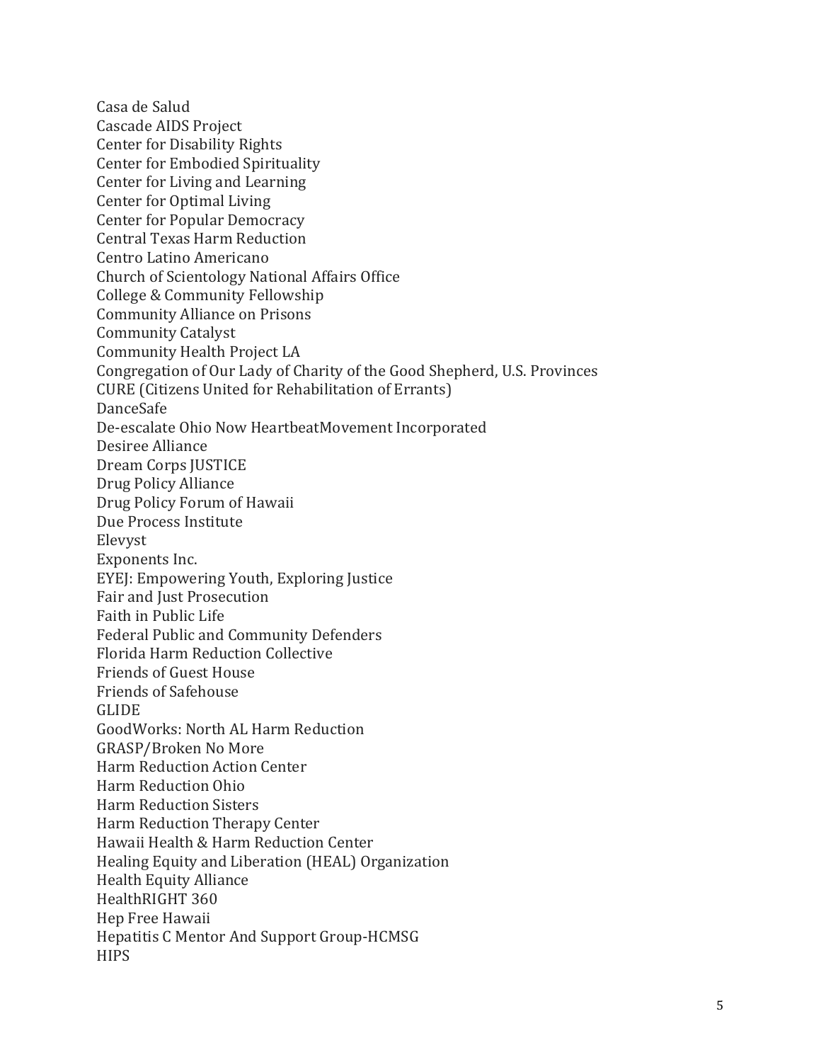Casa de Salud
Cascade AIDS Project
Center for Disability Rights
Center for Embodied Spirituality
Center for Living and Learning
Center for Optimal Living
Center for Popular Democracy
Central Texas Harm Reduction
Centro Latino Americano
Church of Scientology National Affairs Office
College & Community Fellowship
Community Alliance on Prisons
Community Catalyst
Community Health Project LA
Congregation of Our Lady of Charity of the Good Shepherd, U.S. Provinces
CURE (Citizens United for Rehabilitation of Errants)
DanceSafe
De-escalate Ohio Now HeartbeatMovement Incorporated
Desiree Alliance
Dream Corps JUSTICE
Drug Policy Alliance
Drug Policy Forum of Hawaii
Due Process Institute
Elevyst
Exponents Inc.
EYEJ: Empowering Youth, Exploring Justice
Fair and Just Prosecution
Faith in Public Life
Federal Public and Community Defenders
Florida Harm Reduction Collective
Friends of Guest House
Friends of Safehouse
GLIDE
GoodWorks: North AL Harm Reduction
GRASP/Broken No More
Harm Reduction Action Center
Harm Reduction Ohio
Harm Reduction Sisters
Harm Reduction Therapy Center
Hawaii Health & Harm Reduction Center
Healing Equity and Liberation (HEAL) Organization
Health Equity Alliance
HealthRIGHT 360
Hep Free Hawaii
Hepatitis C Mentor And Support Group-HCMSG
HIPS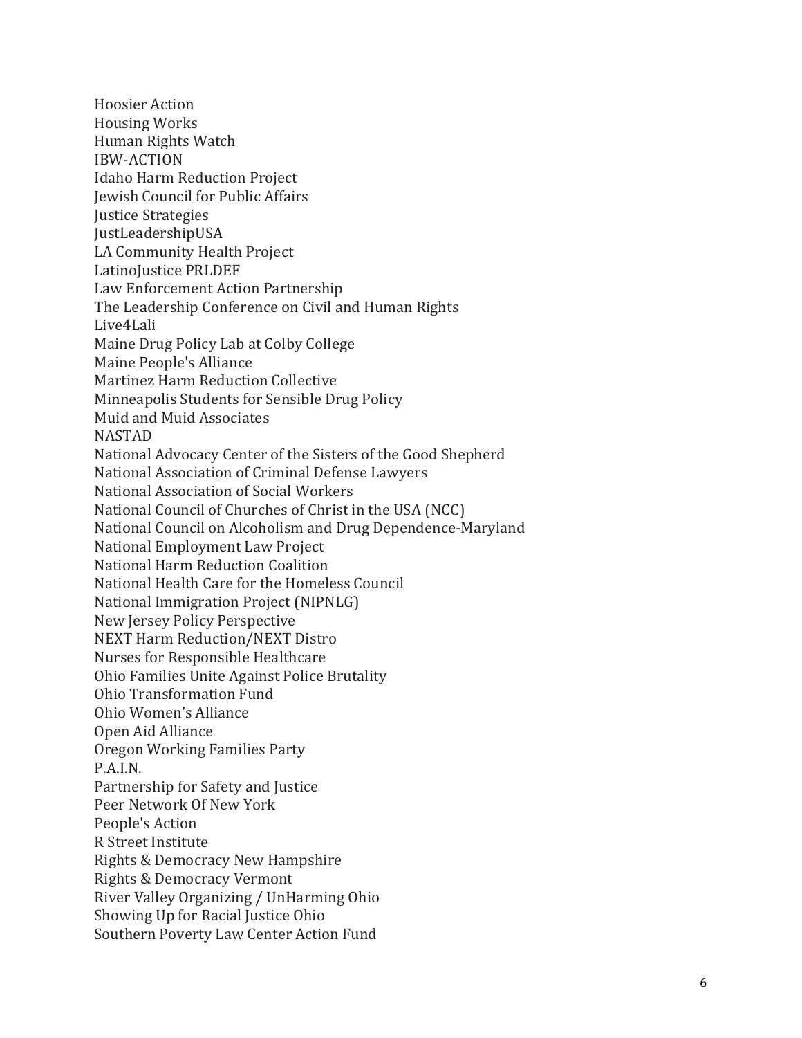Hoosier Action
Housing Works
Human Rights Watch
IBW-ACTION
Idaho Harm Reduction Project
Jewish Council for Public Affairs
Justice Strategies
JustLeadershipUSA
LA Community Health Project
LatinoJustice PRLDEF
Law Enforcement Action Partnership
The Leadership Conference on Civil and Human Rights
Live4Lali
Maine Drug Policy Lab at Colby College
Maine People's Alliance
Martinez Harm Reduction Collective
Minneapolis Students for Sensible Drug Policy
Muid and Muid Associates
NASTAD
National Advocacy Center of the Sisters of the Good Shepherd
National Association of Criminal Defense Lawyers
National Association of Social Workers
National Council of Churches of Christ in the USA (NCC)
National Council on Alcoholism and Drug Dependence-Maryland
National Employment Law Project
National Harm Reduction Coalition
National Health Care for the Homeless Council
National Immigration Project (NIPNLG)
New Jersey Policy Perspective
NEXT Harm Reduction/NEXT Distro
Nurses for Responsible Healthcare
Ohio Families Unite Against Police Brutality
Ohio Transformation Fund
Ohio Women's Alliance
Open Aid Alliance
Oregon Working Families Party
P.A.I.N.
Partnership for Safety and Justice
Peer Network Of New York
People's Action
R Street Institute
Rights & Democracy New Hampshire
Rights & Democracy Vermont
River Valley Organizing / UnHarming Ohio
Showing Up for Racial Justice Ohio
Southern Poverty Law Center Action Fund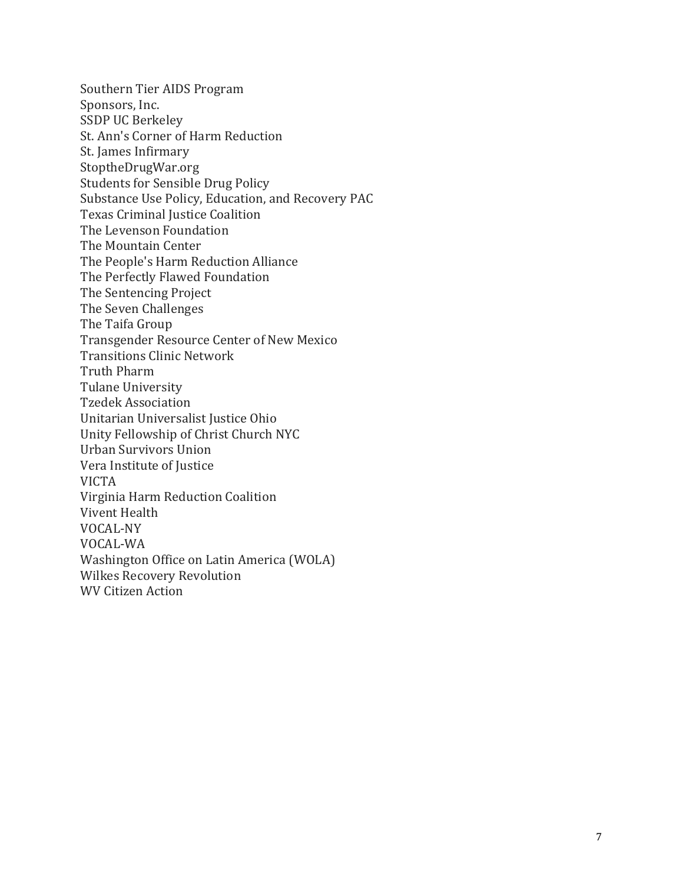Southern Tier AIDS Program
Sponsors, Inc.
SSDP UC Berkeley
St. Ann's Corner of Harm Reduction
St. James Infirmary
StoptheDrugWar.org
Students for Sensible Drug Policy
Substance Use Policy, Education, and Recovery PAC
Texas Criminal Justice Coalition
The Levenson Foundation
The Mountain Center
The People's Harm Reduction Alliance
The Perfectly Flawed Foundation
The Sentencing Project
The Seven Challenges
The Taifa Group
Transgender Resource Center of New Mexico
Transitions Clinic Network
Truth Pharm
Tulane University
Tzedek Association
Unitarian Universalist Justice Ohio
Unity Fellowship of Christ Church NYC
Urban Survivors Union
Vera Institute of Justice
VICTA
Virginia Harm Reduction Coalition
Vivent Health
VOCAL-NY
VOCAL-WA
Washington Office on Latin America (WOLA)
Wilkes Recovery Revolution
WV Citizen Action